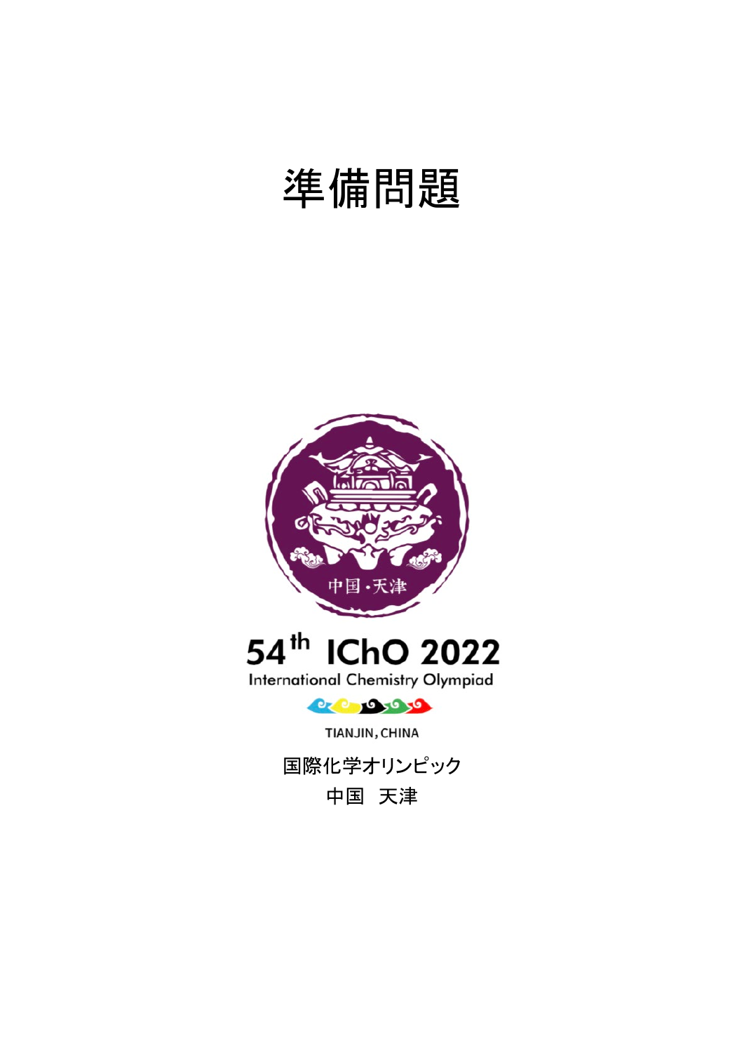# 準備問題

中国・天津

54th IChO 2022

International Chemistry Olympiad

TIANJIN, CHINA

国際化学オリンピック

中国　天津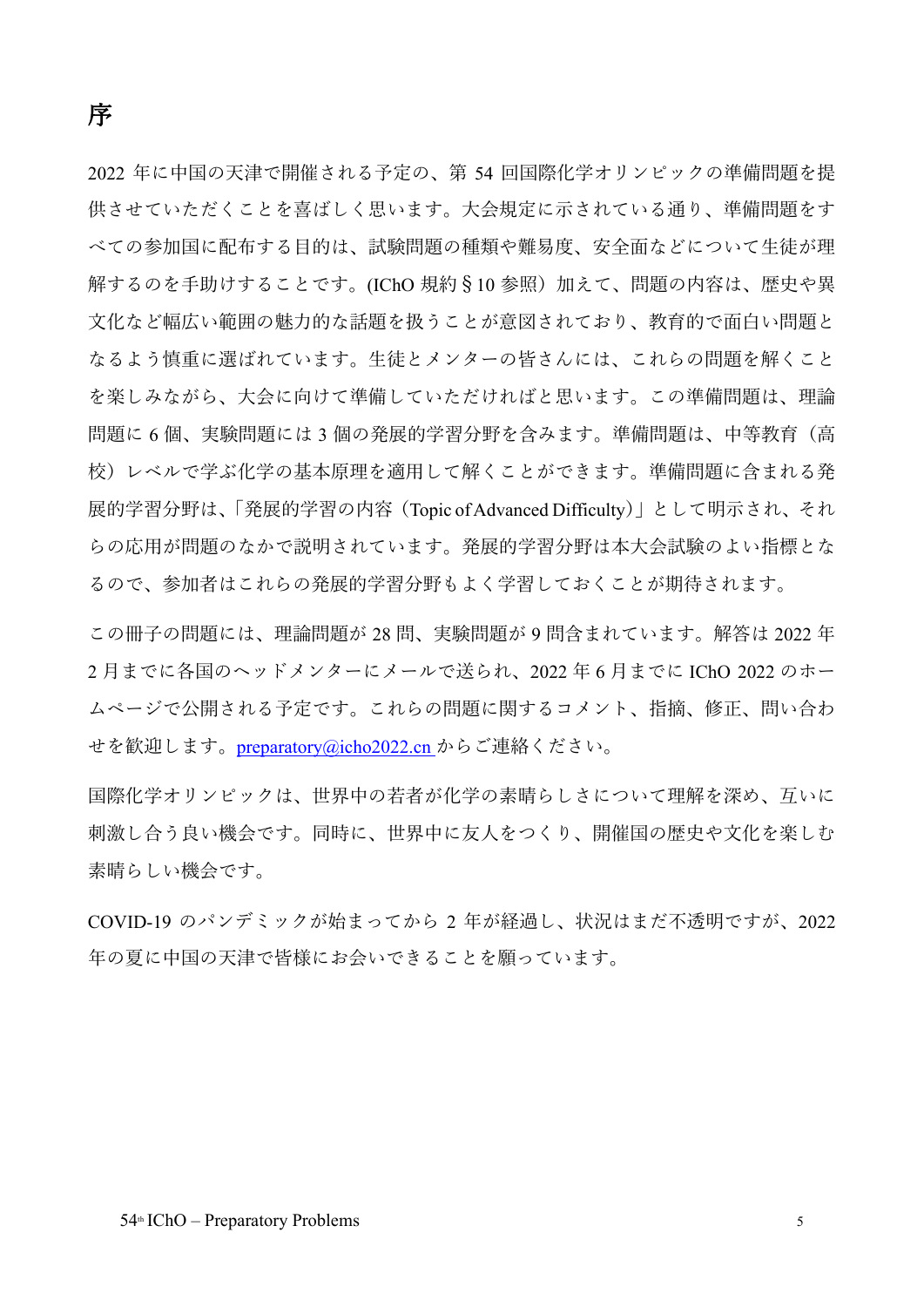# 序

2022 年に中国の天津で開催される予定の、第 54 回国際化学オリンピックの準備問題を提供させていただくことを喜ばしく思います。大会規定に示されている通り、準備問題をすべての参加国に配布する目的は、試験問題の種類や難易度、安全面などについて生徒が理解するのを手助けすることです。(IChO 規約§10 参照）加えて、問題の内容は、歴史や異文化など幅広い範囲の魅力的な話題を扱うことが意図されており、教育的で面白い問題となるよう慎重に選ばれています。生徒とメンターの皆さんには、これらの問題を解くことを楽しみながら、大会に向けて準備していただければと思います。この準備問題は、理論問題に 6 個、実験問題には 3 個の発展的学習分野を含みます。準備問題は、中等教育（高校）レベルで学ぶ化学の基本原理を適用して解くことができます。準備問題に含まれる発展的学習分野は、「発展的学習の内容（Topic of Advanced Difficulty）」として明示され、それらの応用が問題のなかで説明されています。発展的学習分野は本大会試験のよい指標となるので、参加者はこれらの発展的学習分野もよく学習しておくことが期待されます。

この冊子の問題には、理論問題が 28 問、実験問題が 9 問含まれています。解答は 2022 年 2 月までに各国のヘッドメンターにメールで送られ、2022 年 6 月までに IChO 2022 のホームページで公開される予定です。これらの問題に関するコメント、指摘、修正、問い合わせを歓迎します。preparatory@icho2022.cn からご連絡ください。

国際化学オリンピックは、世界中の若者が化学の素晴らしさについて理解を深め、互いに刺激し合う良い機会です。同時に、世界中に友人をつくり、開催国の歴史や文化を楽しむ素晴らしい機会です。

COVID-19 のパンデミックが始まってから 2 年が経過し、状況はまだ不透明ですが、2022 年の夏に中国の天津で皆様にお会いできることを願っています。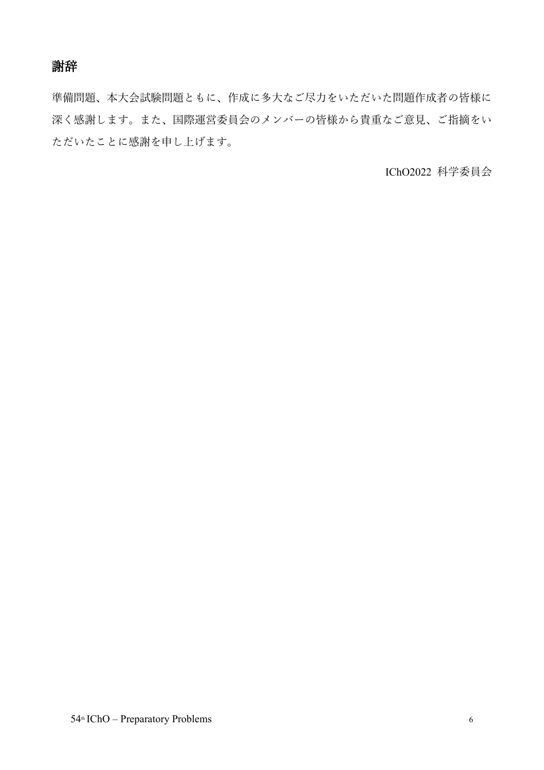## 謝辞

準備問題、本大会試験問題ともに、作成に多大なご尽力をいただいた問題作成者の皆様に深く感謝します。また、国際運営委員会のメンバーの皆様から貴重なご意見、ご指摘をいただいたことに感謝を申し上げます。

IChO2022 科学委員会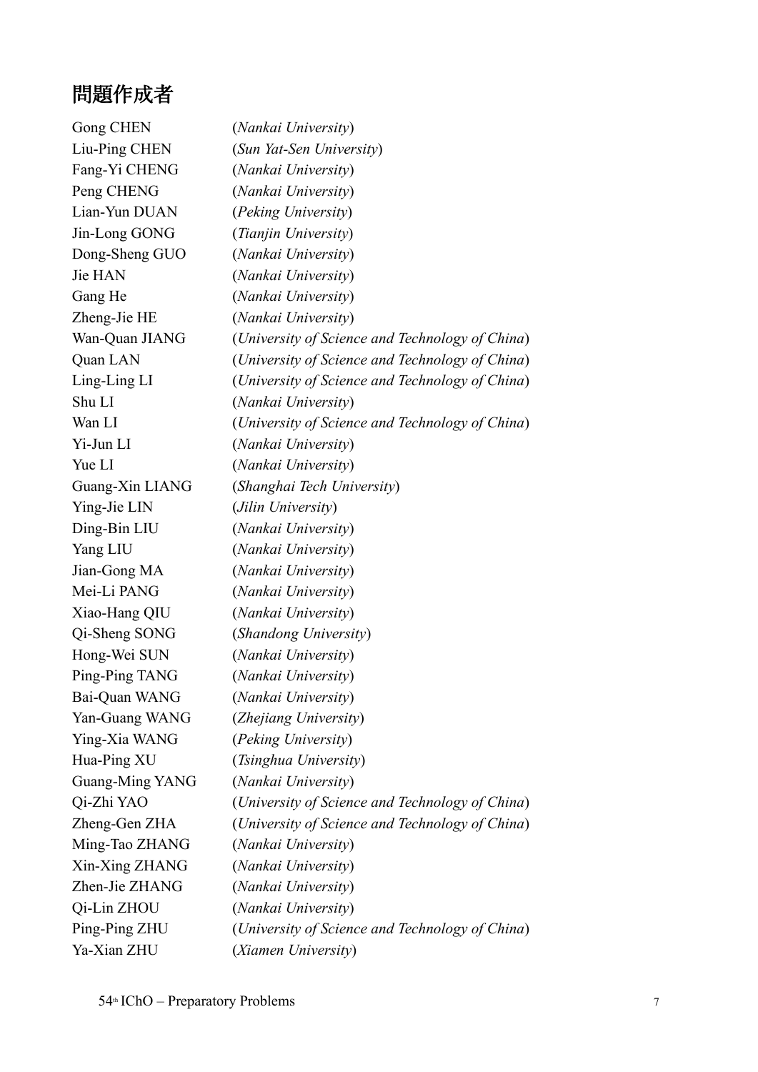# 問題作成者

Gong CHEN (*Nankai University*)
Liu-Ping CHEN (*Sun Yat-Sen University*)
Fang-Yi CHENG (*Nankai University*)
Peng CHENG (*Nankai University*)
Lian-Yun DUAN (*Peking University*)
Jin-Long GONG (*Tianjin University*)
Dong-Sheng GUO (*Nankai University*)
Jie HAN (*Nankai University*)
Gang He (*Nankai University*)
Zheng-Jie HE (*Nankai University*)
Wan-Quan JIANG (*University of Science and Technology of China*)
Quan LAN (*University of Science and Technology of China*)
Ling-Ling LI (*University of Science and Technology of China*)
Shu LI (*Nankai University*)
Wan LI (*University of Science and Technology of China*)
Yi-Jun LI (*Nankai University*)
Yue LI (*Nankai University*)
Guang-Xin LIANG (*Shanghai Tech University*)
Ying-Jie LIN (*Jilin University*)
Ding-Bin LIU (*Nankai University*)
Yang LIU (*Nankai University*)
Jian-Gong MA (*Nankai University*)
Mei-Li PANG (*Nankai University*)
Xiao-Hang QIU (*Nankai University*)
Qi-Sheng SONG (*Shandong University*)
Hong-Wei SUN (*Nankai University*)
Ping-Ping TANG (*Nankai University*)
Bai-Quan WANG (*Nankai University*)
Yan-Guang WANG (*Zhejiang University*)
Ying-Xia WANG (*Peking University*)
Hua-Ping XU (*Tsinghua University*)
Guang-Ming YANG (*Nankai University*)
Qi-Zhi YAO (*University of Science and Technology of China*)
Zheng-Gen ZHA (*University of Science and Technology of China*)
Ming-Tao ZHANG (*Nankai University*)
Xin-Xing ZHANG (*Nankai University*)
Zhen-Jie ZHANG (*Nankai University*)
Qi-Lin ZHOU (*Nankai University*)
Ping-Ping ZHU (*University of Science and Technology of China*)
Ya-Xian ZHU (*Xiamen University*)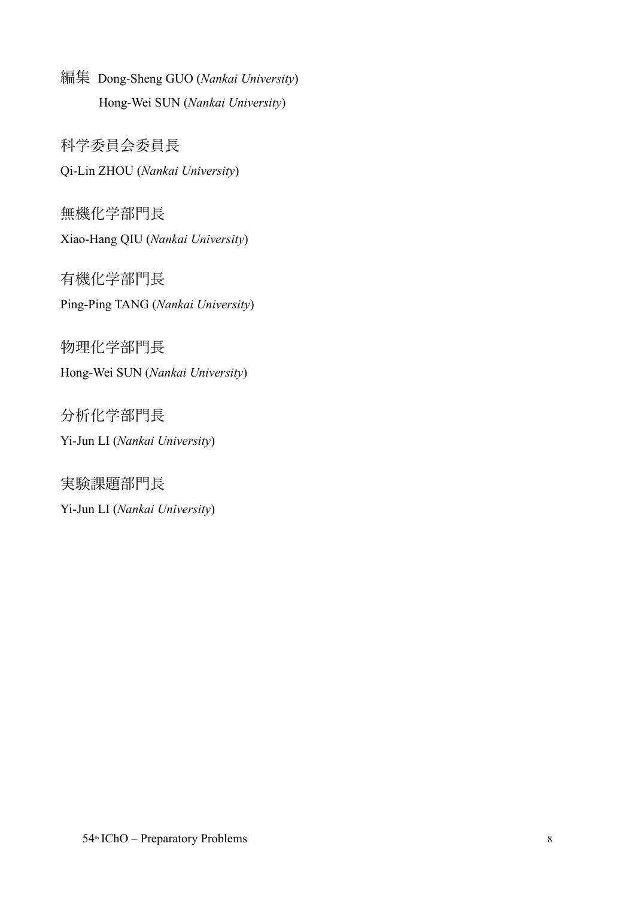編集　Dong-Sheng GUO (*Nankai University*)
　　　Hong-Wei SUN (*Nankai University*)

科学委員会委員長

Qi-Lin ZHOU (*Nankai University*)

無機化学部門長

Xiao-Hang QIU (*Nankai University*)

有機化学部門長

Ping-Ping TANG (*Nankai University*)

物理化学部門長

Hong-Wei SUN (*Nankai University*)

分析化学部門長

Yi-Jun LI (*Nankai University*)

実験課題部門長

Yi-Jun LI (*Nankai University*)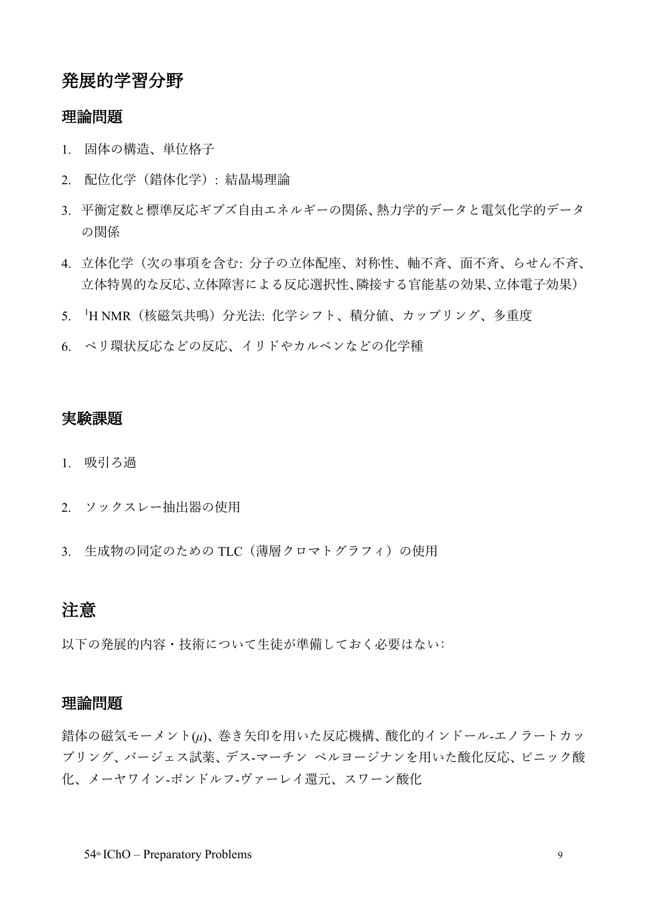# 発展的学習分野

## 理論問題

1. 固体の構造、単位格子
2. 配位化学（錯体化学）: 結晶場理論
3. 平衡定数と標準反応ギブズ自由エネルギーの関係、熱力学的データと電気化学的データの関係
4. 立体化学（次の事項を含む: 分子の立体配座、対称性、軸不斉、面不斉、らせん不斉、立体特異的な反応、立体障害による反応選択性、隣接する官能基の効果、立体電子効果）
5. $^{1}$H NMR（核磁気共鳴）分光法: 化学シフト、積分値、カップリング、多重度
6. ペリ環状反応などの反応、イリドやカルベンなどの化学種

## 実験課題

1. 吸引ろ過
2. ソックスレー抽出器の使用
3. 生成物の同定のための TLC（薄層クロマトグラフィ）の使用

# 注意

以下の発展的内容・技術について生徒が準備しておく必要はない:

## 理論問題

錯体の磁気モーメント($\mu$)、巻き矢印を用いた反応機構、酸化的インドール-エノラートカップリング、バージェス試薬、デス-マーチン ペルヨージナンを用いた酸化反応、ピニック酸化、メーヤワイン-ポンドルフ-ヴァーレイ還元、スワーン酸化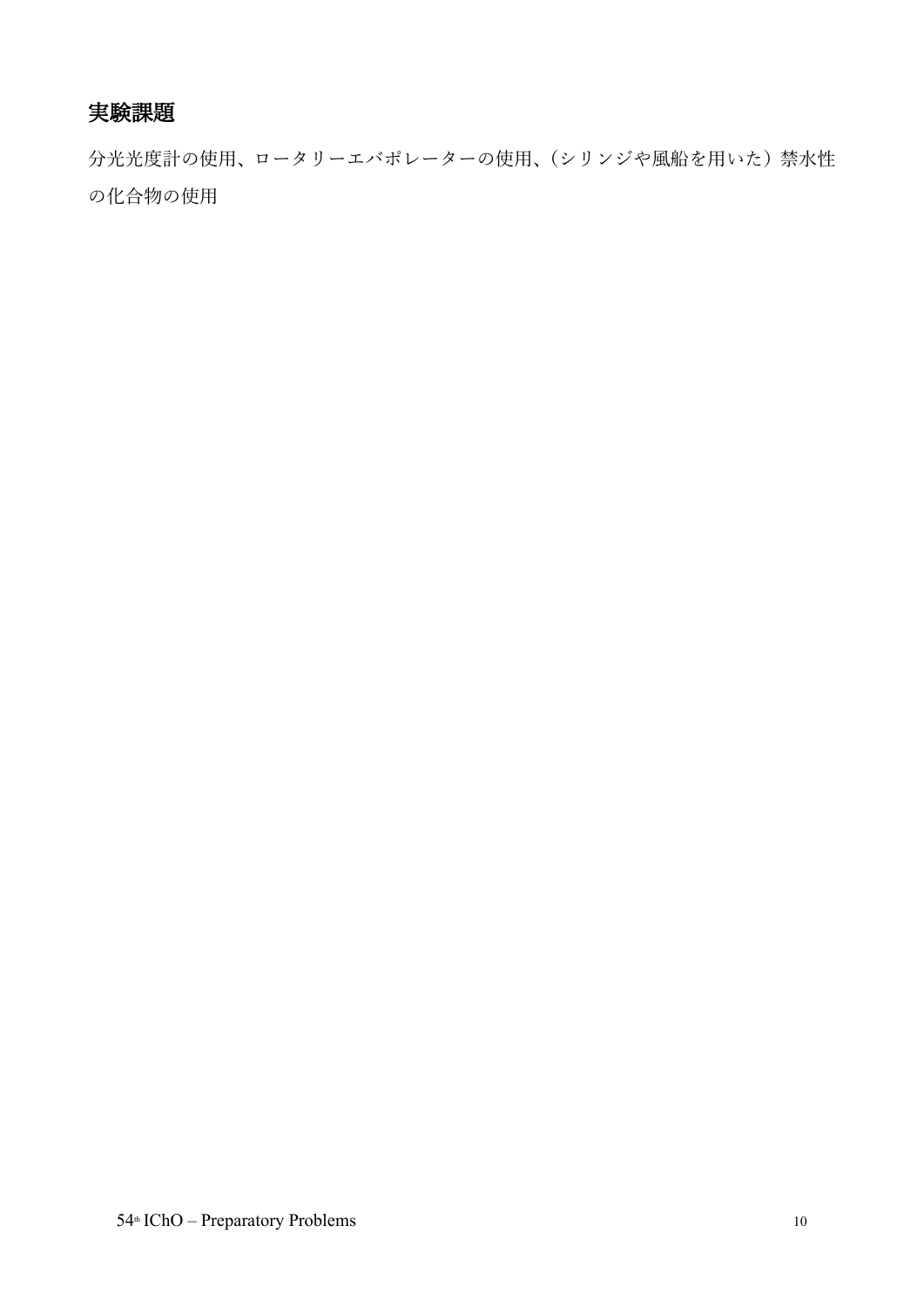## 実験課題

分光光度計の使用、ロータリーエバポレーターの使用、（シリンジや風船を用いた）禁水性の化合物の使用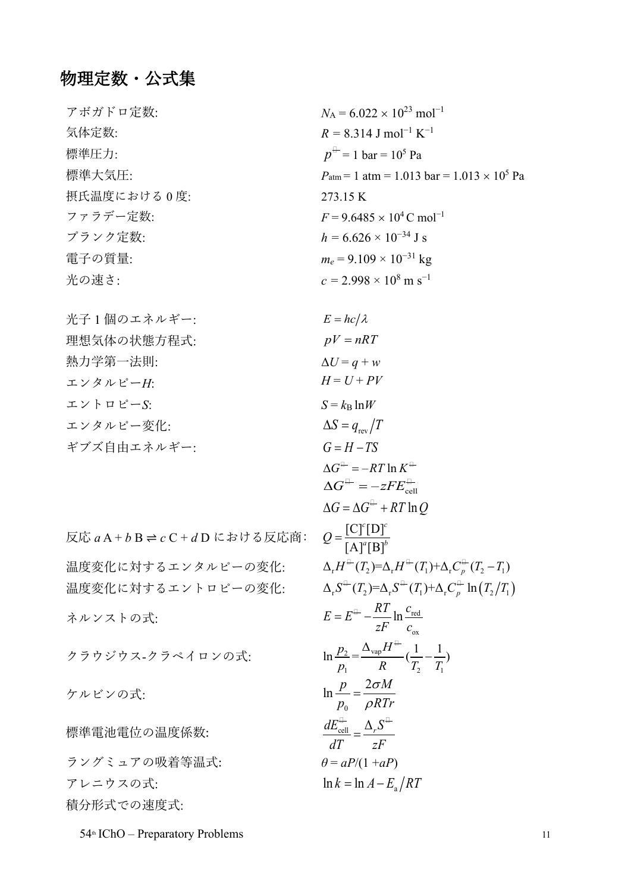# 物理定数・公式集

| | |
|---|---|
| アボガドロ定数: | $N_A = 6.022 \times 10^{23}\ \mathrm{mol^{-1}}$ |
| 気体定数: | $R = 8.314\ \mathrm{J\ mol^{-1}\ K^{-1}}$ |
| 標準圧力: | $p^{\circ} = 1\ \mathrm{bar} = 10^5\ \mathrm{Pa}$ |
| 標準大気圧: | $P_{\mathrm{atm}} = 1\ \mathrm{atm} = 1.013\ \mathrm{bar} = 1.013 \times 10^5\ \mathrm{Pa}$ |
| 摂氏温度における 0 度: | 273.15 K |
| ファラデー定数: | $F = 9.6485 \times 10^4\ \mathrm{C\ mol^{-1}}$ |
| プランク定数: | $h = 6.626 \times 10^{-34}\ \mathrm{J\ s}$ |
| 電子の質量: | $m_e = 9.109 \times 10^{-31}\ \mathrm{kg}$ |
| 光の速さ: | $c = 2.998 \times 10^8\ \mathrm{m\ s^{-1}}$ |

| | |
|---|---|
| 光子 1 個のエネルギー: | $E = hc/\lambda$ |
| 理想気体の状態方程式: | $pV = nRT$ |
| 熱力学第一法則: | $\Delta U = q + w$ |
| エンタルピー$H$: | $H = U + PV$ |
| エントロピー$S$: | $S = k_B \ln W$ |
| エンタルピー変化: | $\Delta S = q_{\mathrm{rev}}/T$ |
| ギブズ自由エネルギー: | $G = H - TS$ |
| | $\Delta G^{\circ} = -RT \ln K^{\circ}$ |
| | $\Delta G^{\circ} = -zFE^{\circ}_{\mathrm{cell}}$ |
| | $\Delta G = \Delta G^{\circ} + RT \ln Q$ |
| 反応 $a\,\mathrm{A} + b\,\mathrm{B} \rightleftharpoons c\,\mathrm{C} + d\,\mathrm{D}$ における反応商: | $Q = \dfrac{[\mathrm{C}]^c[\mathrm{D}]^c}{[\mathrm{A}]^a[\mathrm{B}]^b}$ |
| 温度変化に対するエンタルピーの変化: | $\Delta_r H^{\circ}(T_2) = \Delta_r H^{\circ}(T_1) + \Delta_r C_p^{\circ}(T_2 - T_1)$ |
| 温度変化に対するエントロピーの変化: | $\Delta_r S^{\circ}(T_2) = \Delta_r S^{\circ}(T_1) + \Delta_r C_p^{\circ} \ln(T_2/T_1)$ |
| ネルンストの式: | $E = E^{\circ} - \dfrac{RT}{zF} \ln \dfrac{c_{\mathrm{red}}}{c_{\mathrm{ox}}}$ |
| クラウジウス-クラペイロンの式: | $\ln \dfrac{p_2}{p_1} = \dfrac{\Delta_{\mathrm{vap}} H^{\circ}}{R}\left(\dfrac{1}{T_2} - \dfrac{1}{T_1}\right)$ |
| ケルビンの式: | $\ln \dfrac{p}{p_0} = \dfrac{2\sigma M}{\rho R T r}$ |
| 標準電池電位の温度係数: | $\dfrac{dE^{\circ}_{\mathrm{cell}}}{dT} = \dfrac{\Delta_r S^{\circ}}{zF}$ |
| ラングミュアの吸着等温式: | $\theta = aP/(1 + aP)$ |
| アレニウスの式: | $\ln k = \ln A - E_a/RT$ |
| 積分形式での速度式: | |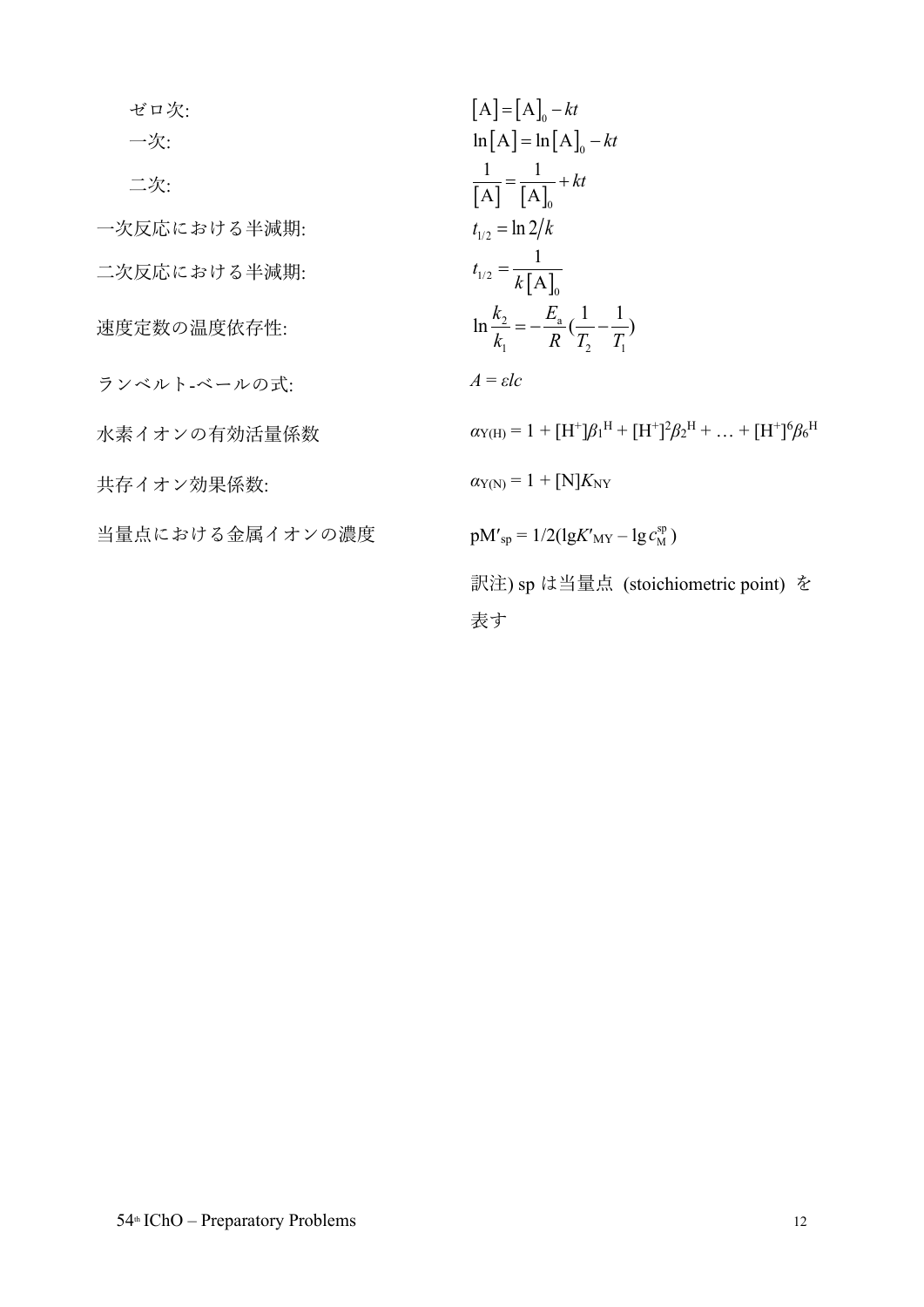| | |
|---|---|
| ゼロ次: | $[\mathrm{A}] = [\mathrm{A}]_0 - kt$ |
| 一次: | $\ln[\mathrm{A}] = \ln[\mathrm{A}]_0 - kt$ |
| 二次: | $\dfrac{1}{[\mathrm{A}]} = \dfrac{1}{[\mathrm{A}]_0} + kt$ |
| 一次反応における半減期: | $t_{1/2} = \ln 2/k$ |
| 二次反応における半減期: | $t_{1/2} = \dfrac{1}{k[\mathrm{A}]_0}$ |
| 速度定数の温度依存性: | $\ln\dfrac{k_2}{k_1} = -\dfrac{E_\mathrm{a}}{R}\left(\dfrac{1}{T_2} - \dfrac{1}{T_1}\right)$ |
| ランベルト-ベールの式: | $A = \varepsilon lc$ |
| 水素イオンの有効活量係数 | $\alpha_{\mathrm{Y(H)}} = 1 + [\mathrm{H}^+]\beta_1^{\mathrm{H}} + [\mathrm{H}^+]^2\beta_2^{\mathrm{H}} + \ldots + [\mathrm{H}^+]^6\beta_6^{\mathrm{H}}$ |
| 共存イオン効果係数: | $\alpha_{\mathrm{Y(N)}} = 1 + [\mathrm{N}]K_{\mathrm{NY}}$ |
| 当量点における金属イオンの濃度 | $\mathrm{pM'}_{\mathrm{sp}} = 1/2(\lg K'_{\mathrm{MY}} - \lg c_{\mathrm{M}}^{\mathrm{sp}})$ |

訳注) sp は当量点 (stoichiometric point) を表す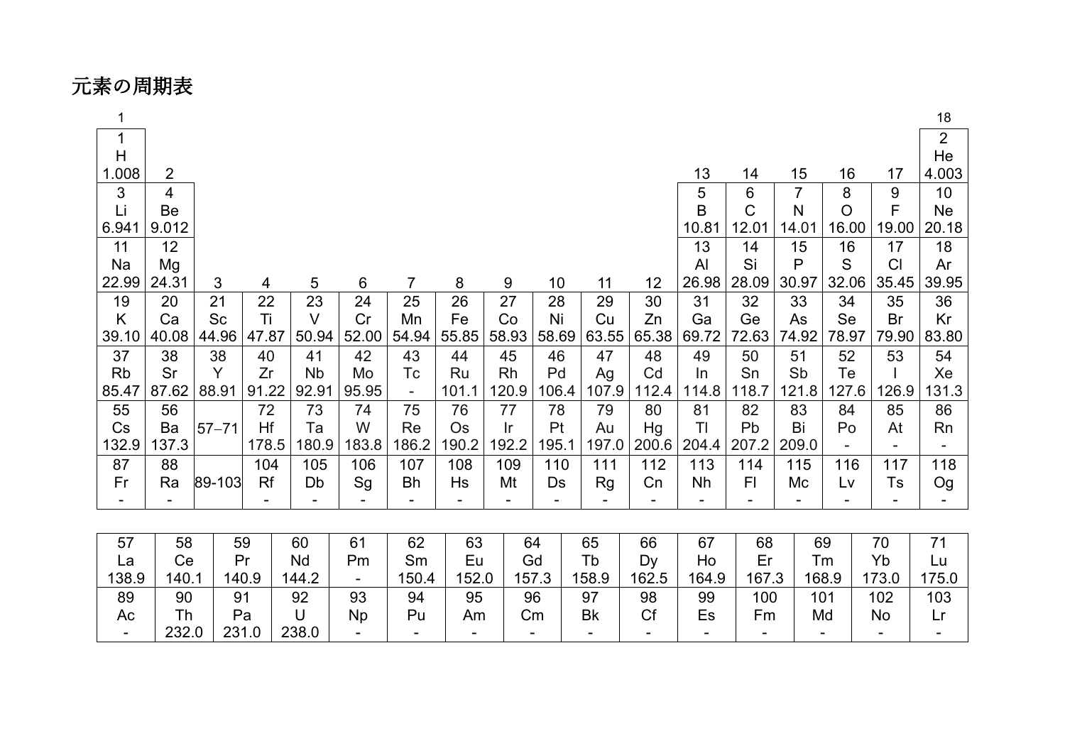# 元素の周期表

| 1 | 2 | 3 | 4 | 5 | 6 | 7 | 8 | 9 | 10 | 11 | 12 | 13 | 14 | 15 | 16 | 17 | 18 |
|---|---|---|---|---|---|---|---|---|---|---|---|---|---|---|---|---|---|
| 1<br>H<br>1.008 | | | | | | | | | | | | | | | | | 2<br>He<br>4.003 |
| 3<br>Li<br>6.941 | 4<br>Be<br>9.012 | | | | | | | | | | | 5<br>B<br>10.81 | 6<br>C<br>12.01 | 7<br>N<br>14.01 | 8<br>O<br>16.00 | 9<br>F<br>19.00 | 10<br>Ne<br>20.18 |
| 11<br>Na<br>22.99 | 12<br>Mg<br>24.31 | | | | | | | | | | | 13<br>Al<br>26.98 | 14<br>Si<br>28.09 | 15<br>P<br>30.97 | 16<br>S<br>32.06 | 17<br>Cl<br>35.45 | 18<br>Ar<br>39.95 |
| 19<br>K<br>39.10 | 20<br>Ca<br>40.08 | 21<br>Sc<br>44.96 | 22<br>Ti<br>47.87 | 23<br>V<br>50.94 | 24<br>Cr<br>52.00 | 25<br>Mn<br>54.94 | 26<br>Fe<br>55.85 | 27<br>Co<br>58.93 | 28<br>Ni<br>58.69 | 29<br>Cu<br>63.55 | 30<br>Zn<br>65.38 | 31<br>Ga<br>69.72 | 32<br>Ge<br>72.63 | 33<br>As<br>74.92 | 34<br>Se<br>78.97 | 35<br>Br<br>79.90 | 36<br>Kr<br>83.80 |
| 37<br>Rb<br>85.47 | 38<br>Sr<br>87.62 | 38<br>Y<br>88.91 | 40<br>Zr<br>91.22 | 41<br>Nb<br>92.91 | 42<br>Mo<br>95.95 | 43<br>Tc<br>- | 44<br>Ru<br>101.1 | 45<br>Rh<br>120.9 | 46<br>Pd<br>106.4 | 47<br>Ag<br>107.9 | 48<br>Cd<br>112.4 | 49<br>In<br>114.8 | 50<br>Sn<br>118.7 | 51<br>Sb<br>121.8 | 52<br>Te<br>127.6 | 53<br>I<br>126.9 | 54<br>Xe<br>131.3 |
| 55<br>Cs<br>132.9 | 56<br>Ba<br>137.3 | 57–71 | 72<br>Hf<br>178.5 | 73<br>Ta<br>180.9 | 74<br>W<br>183.8 | 75<br>Re<br>186.2 | 76<br>Os<br>190.2 | 77<br>Ir<br>192.2 | 78<br>Pt<br>195.1 | 79<br>Au<br>197.0 | 80<br>Hg<br>200.6 | 81<br>Tl<br>204.4 | 82<br>Pb<br>207.2 | 83<br>Bi<br>209.0 | 84<br>Po<br>- | 85<br>At<br>- | 86<br>Rn<br>- |
| 87<br>Fr<br>- | 88<br>Ra<br>- | 89-103 | 104<br>Rf<br>- | 105<br>Db<br>- | 106<br>Sg<br>- | 107<br>Bh<br>- | 108<br>Hs<br>- | 109<br>Mt<br>- | 110<br>Ds<br>- | 111<br>Rg<br>- | 112<br>Cn<br>- | 113<br>Nh<br>- | 114<br>Fl<br>- | 115<br>Mc<br>- | 116<br>Lv<br>- | 117<br>Ts<br>- | 118<br>Og<br>- |

| | | | | | | | | | | | | | | |
|---|---|---|---|---|---|---|---|---|---|---|---|---|---|---|
| 57<br>La<br>138.9 | 58<br>Ce<br>140.1 | 59<br>Pr<br>140.9 | 60<br>Nd<br>144.2 | 61<br>Pm<br>- | 62<br>Sm<br>150.4 | 63<br>Eu<br>152.0 | 64<br>Gd<br>157.3 | 65<br>Tb<br>158.9 | 66<br>Dy<br>162.5 | 67<br>Ho<br>164.9 | 68<br>Er<br>167.3 | 69<br>Tm<br>168.9 | 70<br>Yb<br>173.0 | 71<br>Lu<br>175.0 |
| 89<br>Ac<br>- | 90<br>Th<br>232.0 | 91<br>Pa<br>231.0 | 92<br>U<br>238.0 | 93<br>Np<br>- | 94<br>Pu<br>- | 95<br>Am<br>- | 96<br>Cm<br>- | 97<br>Bk<br>- | 98<br>Cf<br>- | 99<br>Es<br>- | 100<br>Fm<br>- | 101<br>Md<br>- | 102<br>No<br>- | 103<br>Lr<br>- |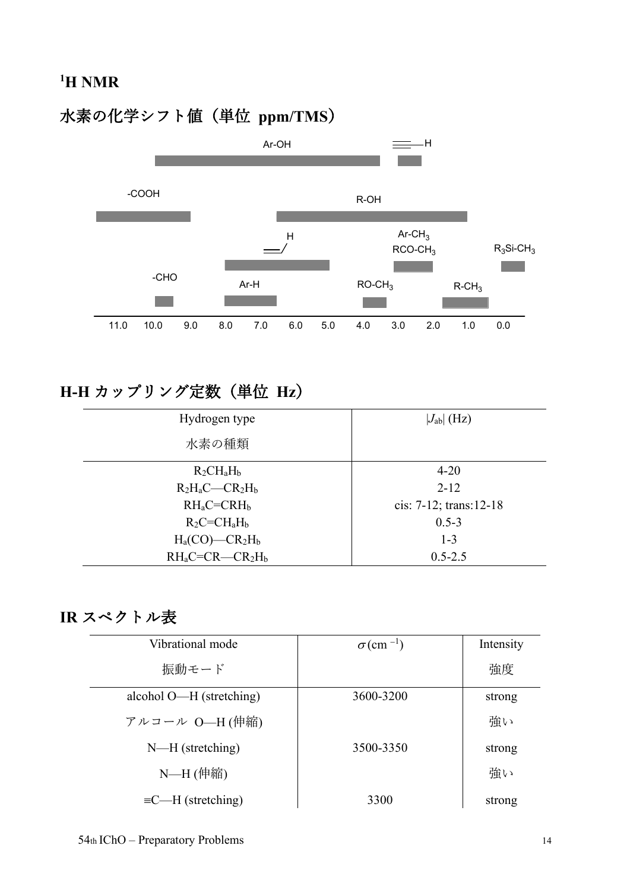# $^{1}$H NMR

## 水素の化学シフト値（単位 ppm/TMS）

Ar-OH

≡—H

-COOH

R-OH

H

═/

Ar-CH$_3$

RCO-CH$_3$

R$_3$Si-CH$_3$

-CHO

Ar-H

RO-CH$_3$

R-CH$_3$

11.0 10.0 9.0 8.0 7.0 6.0 5.0 4.0 3.0 2.0 1.0 0.0

## H-H カップリング定数（単位 Hz）

| Hydrogen type<br>水素の種類 | $\lvert J_{ab} \rvert$ (Hz) |
|---|---|
| $R_2CH_aH_b$ | 4-20 |
| $R_2H_aC$—$CR_2H_b$ | 2-12 |
| $RH_aC$=$CRH_b$ | cis: 7-12; trans:12-18 |
| $R_2C$=$CH_aH_b$ | 0.5-3 |
| $H_a(CO)$—$CR_2H_b$ | 1-3 |
| $RH_aC$=$CR$—$CR_2H_b$ | 0.5-2.5 |

## IR スペクトル表

| Vibrational mode<br>振動モード | $\sigma$(cm$^{-1}$) | Intensity<br>強度 |
|---|---|---|
| alcohol O—H (stretching)<br>アルコール O—H (伸縮) | 3600-3200 | strong<br>強い |
| N—H (stretching)<br>N—H (伸縮) | 3500-3350 | strong<br>強い |
| ≡C—H (stretching) | 3300 | strong |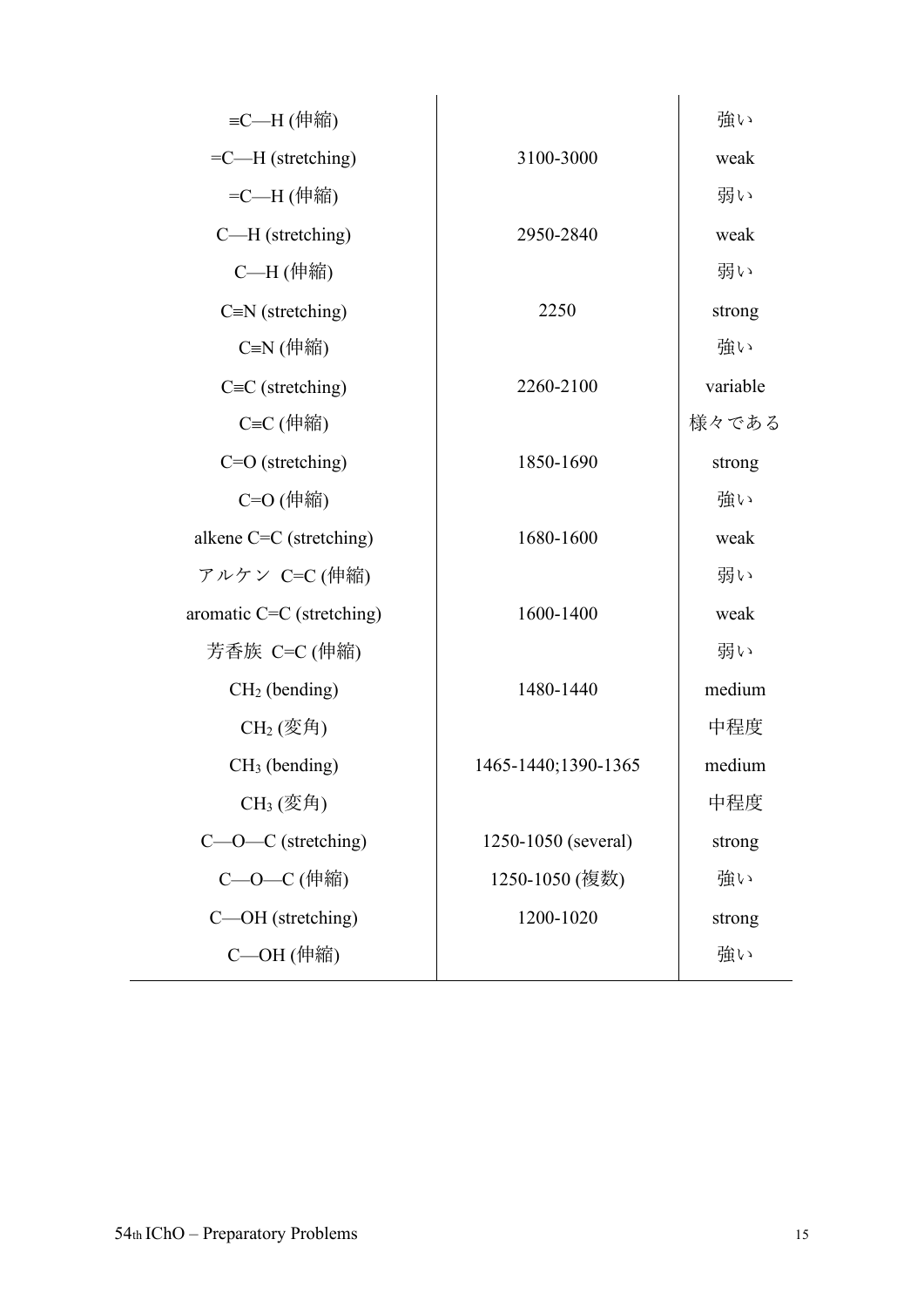| | | |
|---|---|---|
| ≡C—H (伸縮) | | 強い |
| =C—H (stretching) | 3100-3000 | weak |
| =C—H (伸縮) | | 弱い |
| C—H (stretching) | 2950-2840 | weak |
| C—H (伸縮) | | 弱い |
| C≡N (stretching) | 2250 | strong |
| C≡N (伸縮) | | 強い |
| C≡C (stretching) | 2260-2100 | variable |
| C≡C (伸縮) | | 様々である |
| C=O (stretching) | 1850-1690 | strong |
| C=O (伸縮) | | 強い |
| alkene C=C (stretching) | 1680-1600 | weak |
| アルケン C=C (伸縮) | | 弱い |
| aromatic C=C (stretching) | 1600-1400 | weak |
| 芳香族 C=C (伸縮) | | 弱い |
| $CH_2$ (bending) | 1480-1440 | medium |
| $CH_2$ (変角) | | 中程度 |
| $CH_3$ (bending) | 1465-1440;1390-1365 | medium |
| $CH_3$ (変角) | | 中程度 |
| C—O—C (stretching) | 1250-1050 (several) | strong |
| C—O—C (伸縮) | 1250-1050 (複数) | 強い |
| C—OH (stretching) | 1200-1020 | strong |
| C—OH (伸縮) | | 強い |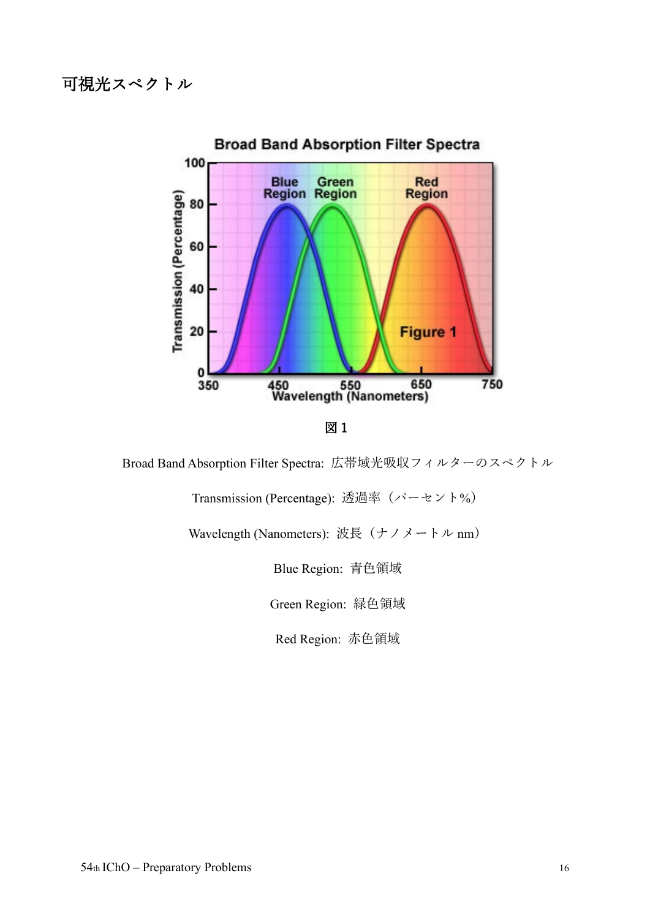## 可視光スペクトル

Broad Band Absorption Filter Spectra

Transmission (Percentage)

100
80
60
40
20
0

350
450
550
650
750

Wavelength (Nanometers)

Blue Region
Green Region
Red Region

Figure 1

図 1

Broad Band Absorption Filter Spectra: 広帯域光吸収フィルターのスペクトル

Transmission (Percentage): 透過率（パーセント%）

Wavelength (Nanometers): 波長（ナノメートル nm）

Blue Region: 青色領域

Green Region: 緑色領域

Red Region: 赤色領域